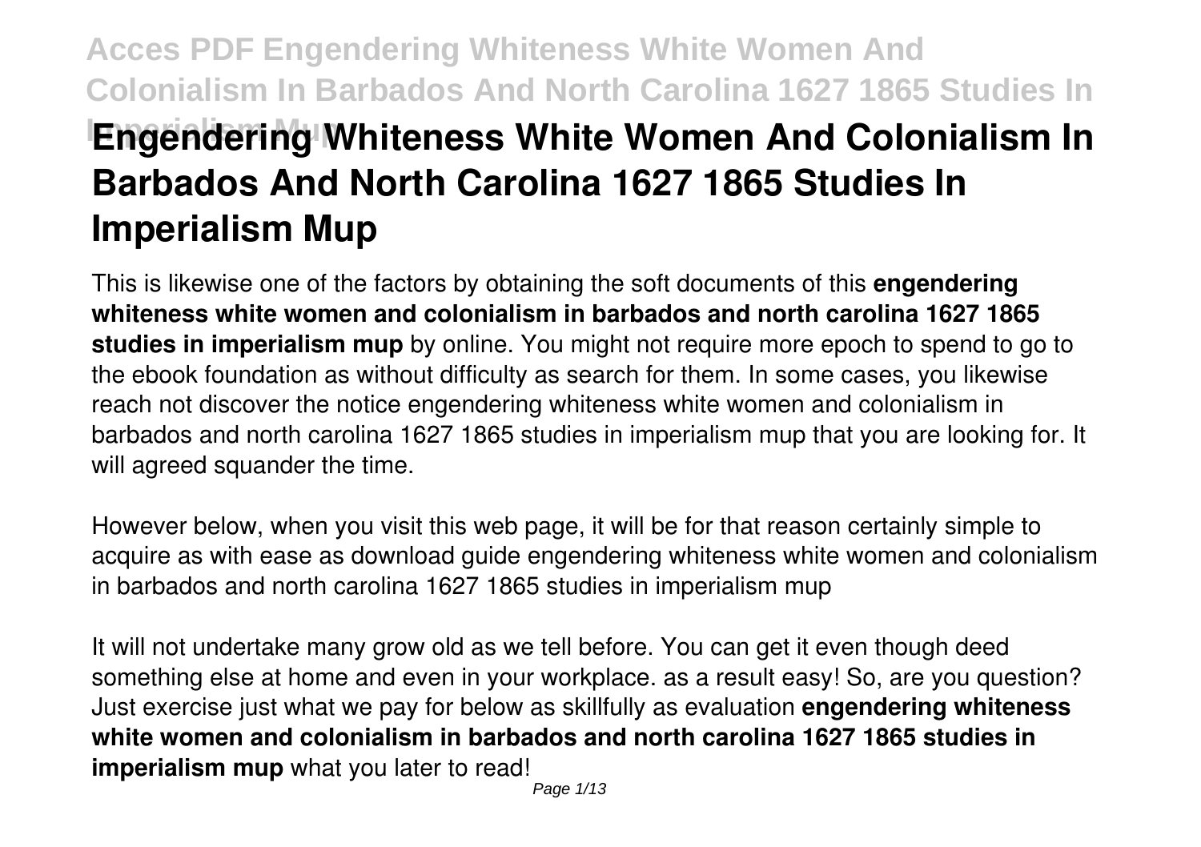# Engendering Whiteness White Women And Colonialism In Barbados And North Carolina 1627 1865 Studies In Imperialism Mup

This is likewise one of the factors by obtaining the soft documents of this **engendering whiteness white women and colonialism in barbados and north carolina 1627 1865 studies in imperialism mup** by online. You might not require more epoch to spend to go to the ebook foundation as without difficulty as search for them. In some cases, you likewise reach not discover the notice engendering whiteness white women and colonialism in barbados and north carolina 1627 1865 studies in imperialism mup that you are looking for. It will agreed squander the time.

However below, when you visit this web page, it will be for that reason certainly simple to acquire as with ease as download guide engendering whiteness white women and colonialism in barbados and north carolina 1627 1865 studies in imperialism mup

It will not undertake many grow old as we tell before. You can get it even though deed something else at home and even in your workplace. as a result easy! So, are you question? Just exercise just what we pay for below as skillfully as evaluation **engendering whiteness white women and colonialism in barbados and north carolina 1627 1865 studies in imperialism mup** what you later to read!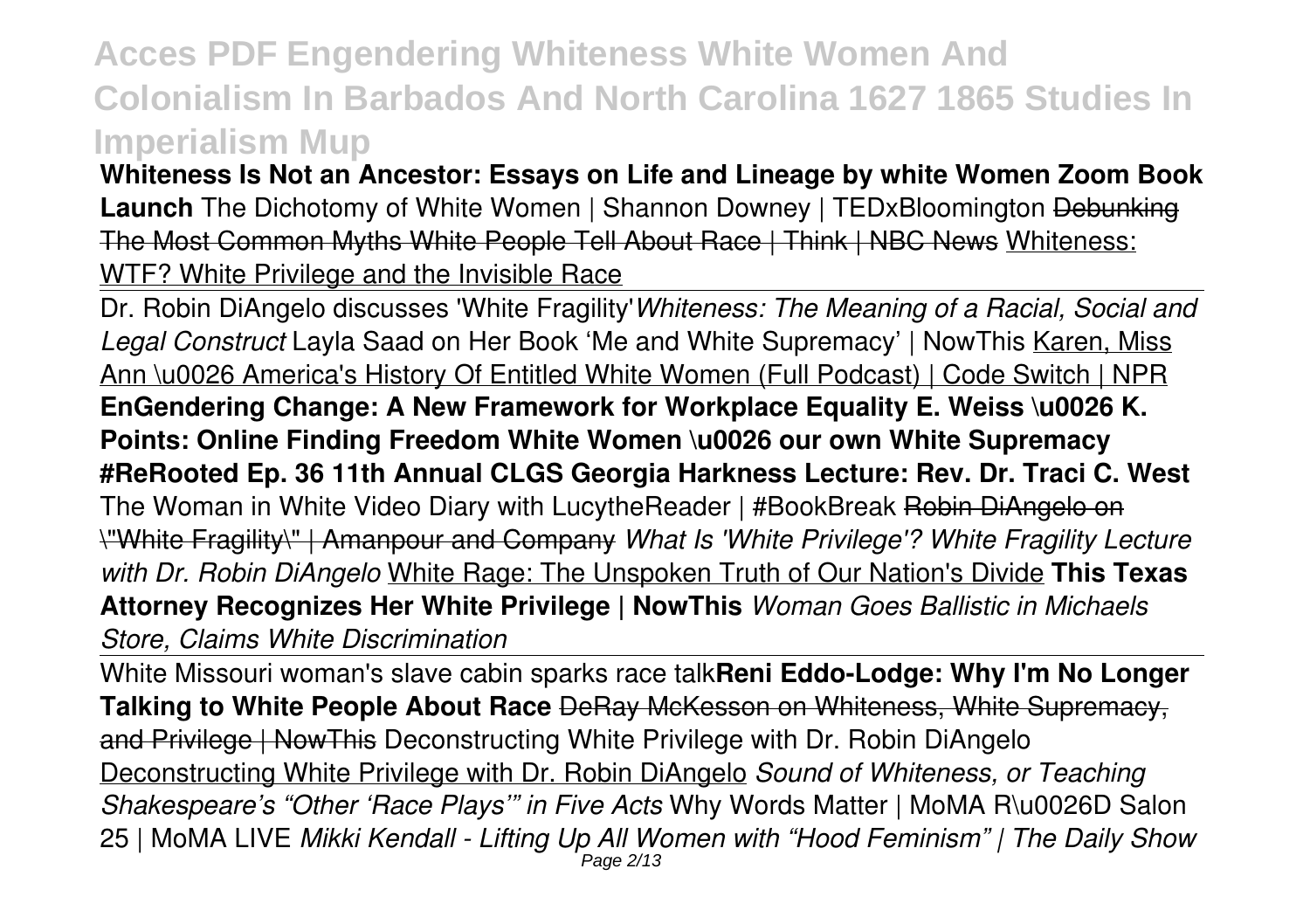**Whiteness Is Not an Ancestor: Essays on Life and Lineage by white Women Zoom Book Launch** The Dichotomy of White Women | Shannon Downey | TEDxBloomington ~~Debunking The Most Common Myths White People Tell About Race | Think | NBC News~~ Whiteness: WTF? White Privilege and the Invisible Race

Dr. Robin DiAngelo discusses 'White Fragility' *Whiteness: The Meaning of a Racial, Social and Legal Construct* Layla Saad on Her Book 'Me and White Supremacy' | NowThis Karen, Miss Ann \u0026 America's History Of Entitled White Women (Full Podcast) | Code Switch | NPR **EnGendering Change: A New Framework for Workplace Equality E. Weiss \u0026 K. Points: Online Finding Freedom White Women \u0026 our own White Supremacy #ReRooted Ep. 36 11th Annual CLGS Georgia Harkness Lecture: Rev. Dr. Traci C. West** The Woman in White Video Diary with LucytheReader | #BookBreak ~~Robin DiAngelo on \"White Fragility\" | Amanpour and Company~~ *What Is 'White Privilege'? White Fragility Lecture with Dr. Robin DiAngelo* White Rage: The Unspoken Truth of Our Nation's Divide **This Texas Attorney Recognizes Her White Privilege | NowThis** *Woman Goes Ballistic in Michaels Store, Claims White Discrimination*

White Missouri woman's slave cabin sparks race talk **Reni Eddo-Lodge: Why I'm No Longer Talking to White People About Race** ~~DeRay McKesson on Whiteness, White Supremacy, and Privilege | NowThis~~ Deconstructing White Privilege with Dr. Robin DiAngelo Deconstructing White Privilege with Dr. Robin DiAngelo *Sound of Whiteness, or Teaching Shakespeare's "Other 'Race Plays'" in Five Acts* Why Words Matter | MoMA R\u0026D Salon 25 | MoMA LIVE *Mikki Kendall - Lifting Up All Women with "Hood Feminism" | The Daily Show*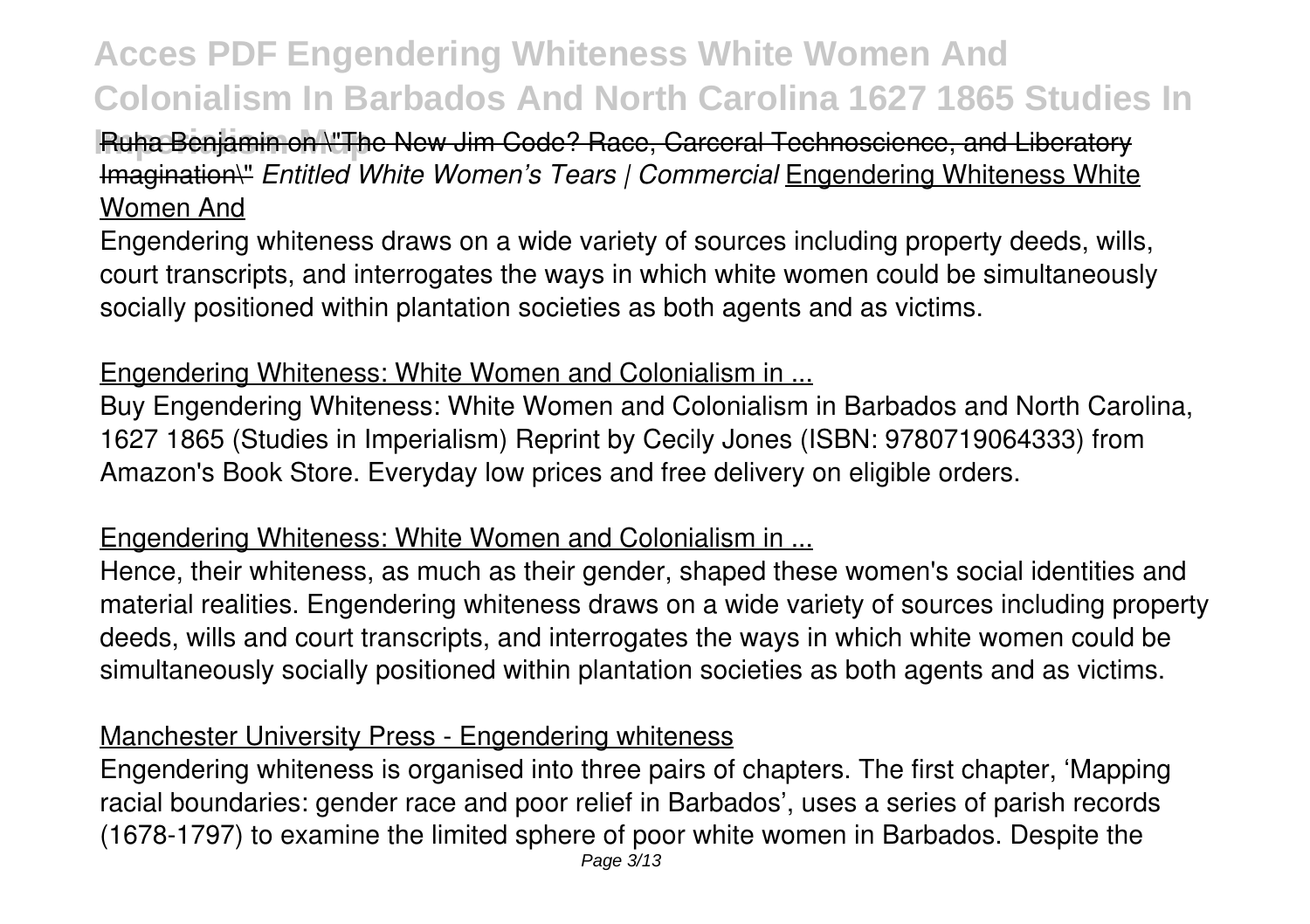Ruha Benjamin on \"The New Jim Code? Race, Carceral Technoscience, and Liberatory Imagination\" *Entitled White Women's Tears | Commercial* Engendering Whiteness White Women And

Engendering whiteness draws on a wide variety of sources including property deeds, wills, court transcripts, and interrogates the ways in which white women could be simultaneously socially positioned within plantation societies as both agents and as victims.

## Engendering Whiteness: White Women and Colonialism in ...

Buy Engendering Whiteness: White Women and Colonialism in Barbados and North Carolina, 1627 1865 (Studies in Imperialism) Reprint by Cecily Jones (ISBN: 9780719064333) from Amazon's Book Store. Everyday low prices and free delivery on eligible orders.

## Engendering Whiteness: White Women and Colonialism in ...

Hence, their whiteness, as much as their gender, shaped these women's social identities and material realities. Engendering whiteness draws on a wide variety of sources including property deeds, wills and court transcripts, and interrogates the ways in which white women could be simultaneously socially positioned within plantation societies as both agents and as victims.

## Manchester University Press - Engendering whiteness

Engendering whiteness is organised into three pairs of chapters. The first chapter, 'Mapping racial boundaries: gender race and poor relief in Barbados', uses a series of parish records (1678-1797) to examine the limited sphere of poor white women in Barbados. Despite the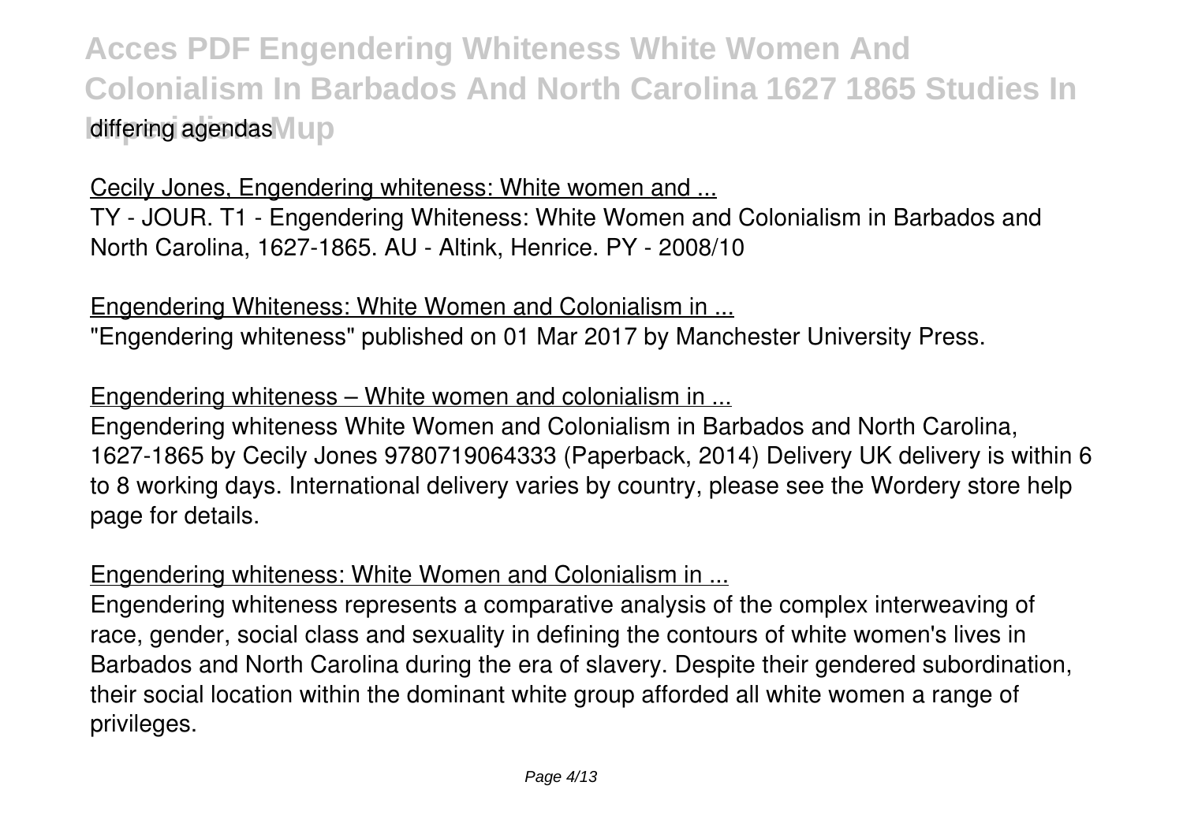differing agendas

Cecily Jones, Engendering whiteness: White women and ...

TY - JOUR. T1 - Engendering Whiteness: White Women and Colonialism in Barbados and North Carolina, 1627-1865. AU - Altink, Henrice. PY - 2008/10

Engendering Whiteness: White Women and Colonialism in ...

"Engendering whiteness" published on 01 Mar 2017 by Manchester University Press.

Engendering whiteness – White women and colonialism in ...

Engendering whiteness White Women and Colonialism in Barbados and North Carolina, 1627-1865 by Cecily Jones 9780719064333 (Paperback, 2014) Delivery UK delivery is within 6 to 8 working days. International delivery varies by country, please see the Wordery store help page for details.

Engendering whiteness: White Women and Colonialism in ...

Engendering whiteness represents a comparative analysis of the complex interweaving of race, gender, social class and sexuality in defining the contours of white women's lives in Barbados and North Carolina during the era of slavery. Despite their gendered subordination, their social location within the dominant white group afforded all white women a range of privileges.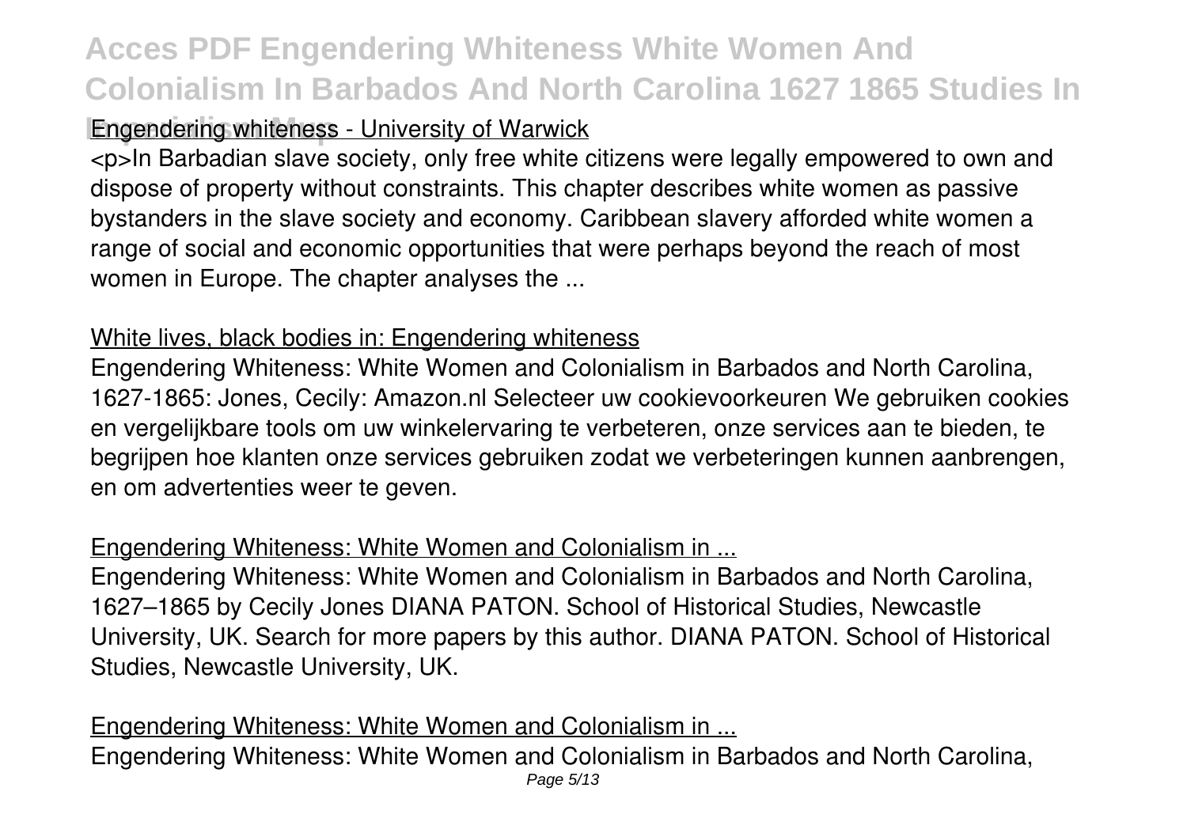Engendering whiteness - University of Warwick

<p>In Barbadian slave society, only free white citizens were legally empowered to own and dispose of property without constraints. This chapter describes white women as passive bystanders in the slave society and economy. Caribbean slavery afforded white women a range of social and economic opportunities that were perhaps beyond the reach of most women in Europe. The chapter analyses the ...

White lives, black bodies in: Engendering whiteness

Engendering Whiteness: White Women and Colonialism in Barbados and North Carolina, 1627-1865: Jones, Cecily: Amazon.nl Selecteer uw cookievoorkeuren We gebruiken cookies en vergelijkbare tools om uw winkelervaring te verbeteren, onze services aan te bieden, te begrijpen hoe klanten onze services gebruiken zodat we verbeteringen kunnen aanbrengen, en om advertenties weer te geven.

Engendering Whiteness: White Women and Colonialism in ...

Engendering Whiteness: White Women and Colonialism in Barbados and North Carolina, 1627–1865 by Cecily Jones DIANA PATON. School of Historical Studies, Newcastle University, UK. Search for more papers by this author. DIANA PATON. School of Historical Studies, Newcastle University, UK.

Engendering Whiteness: White Women and Colonialism in ...

Engendering Whiteness: White Women and Colonialism in Barbados and North Carolina,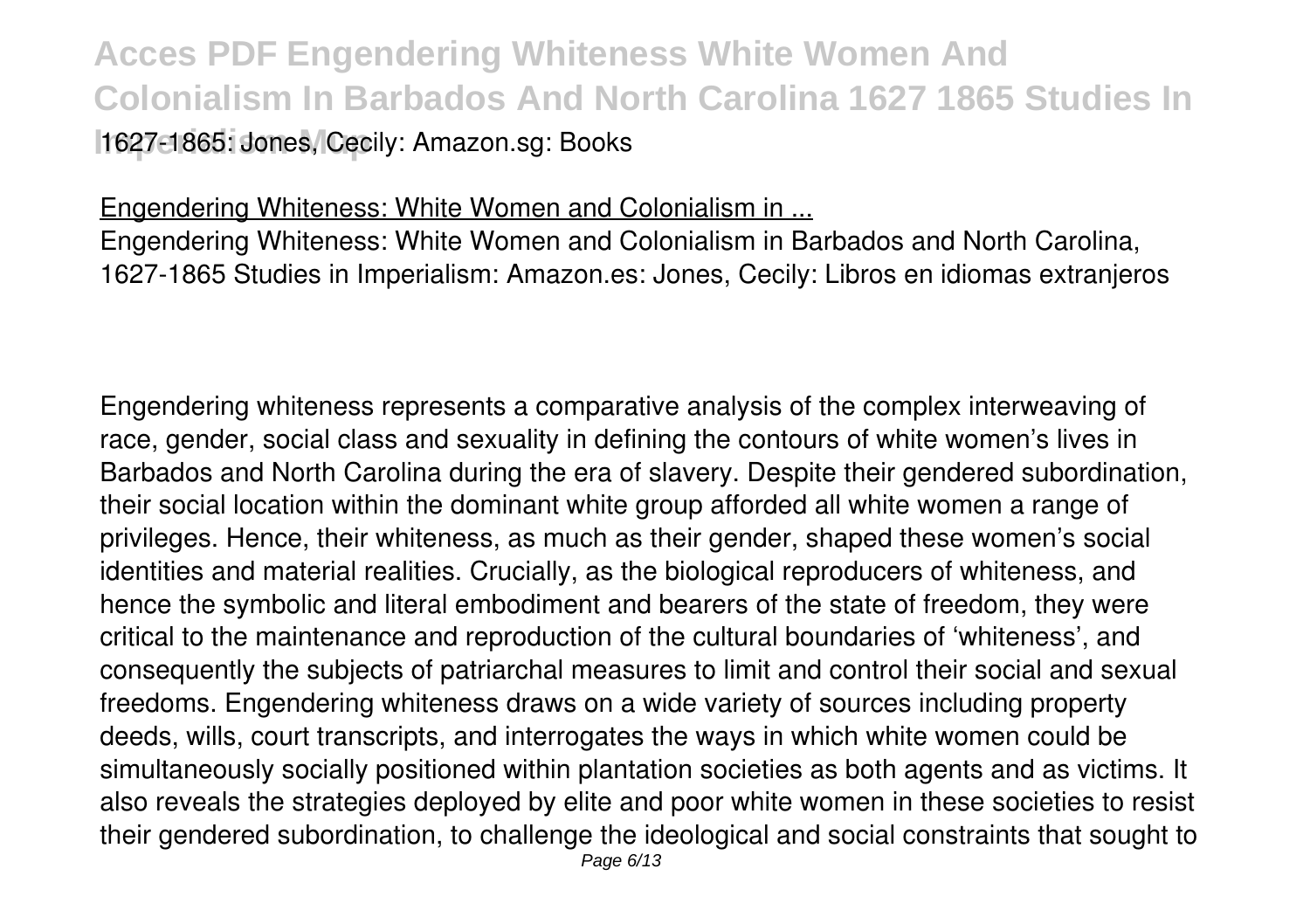1627-1865: Jones, Cecily: Amazon.sg: Books

Engendering Whiteness: White Women and Colonialism in ...

Engendering Whiteness: White Women and Colonialism in Barbados and North Carolina, 1627-1865 Studies in Imperialism: Amazon.es: Jones, Cecily: Libros en idiomas extranjeros

Engendering whiteness represents a comparative analysis of the complex interweaving of race, gender, social class and sexuality in defining the contours of white women's lives in Barbados and North Carolina during the era of slavery. Despite their gendered subordination, their social location within the dominant white group afforded all white women a range of privileges. Hence, their whiteness, as much as their gender, shaped these women's social identities and material realities. Crucially, as the biological reproducers of whiteness, and hence the symbolic and literal embodiment and bearers of the state of freedom, they were critical to the maintenance and reproduction of the cultural boundaries of 'whiteness', and consequently the subjects of patriarchal measures to limit and control their social and sexual freedoms. Engendering whiteness draws on a wide variety of sources including property deeds, wills, court transcripts, and interrogates the ways in which white women could be simultaneously socially positioned within plantation societies as both agents and as victims. It also reveals the strategies deployed by elite and poor white women in these societies to resist their gendered subordination, to challenge the ideological and social constraints that sought to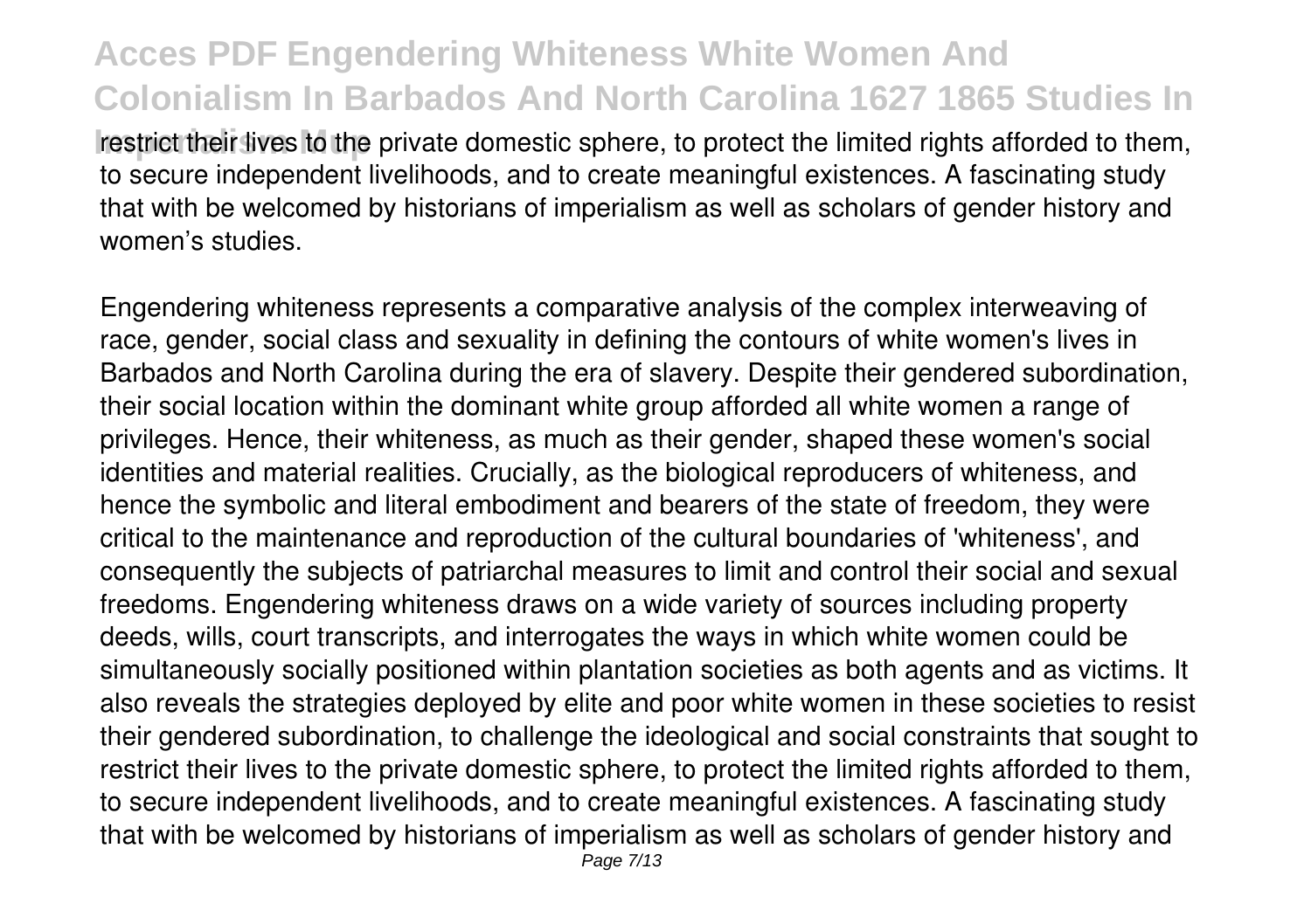restrict their lives to the private domestic sphere, to protect the limited rights afforded to them, to secure independent livelihoods, and to create meaningful existences. A fascinating study that with be welcomed by historians of imperialism as well as scholars of gender history and women's studies.

Engendering whiteness represents a comparative analysis of the complex interweaving of race, gender, social class and sexuality in defining the contours of white women's lives in Barbados and North Carolina during the era of slavery. Despite their gendered subordination, their social location within the dominant white group afforded all white women a range of privileges. Hence, their whiteness, as much as their gender, shaped these women's social identities and material realities. Crucially, as the biological reproducers of whiteness, and hence the symbolic and literal embodiment and bearers of the state of freedom, they were critical to the maintenance and reproduction of the cultural boundaries of 'whiteness', and consequently the subjects of patriarchal measures to limit and control their social and sexual freedoms. Engendering whiteness draws on a wide variety of sources including property deeds, wills, court transcripts, and interrogates the ways in which white women could be simultaneously socially positioned within plantation societies as both agents and as victims. It also reveals the strategies deployed by elite and poor white women in these societies to resist their gendered subordination, to challenge the ideological and social constraints that sought to restrict their lives to the private domestic sphere, to protect the limited rights afforded to them, to secure independent livelihoods, and to create meaningful existences. A fascinating study that with be welcomed by historians of imperialism as well as scholars of gender history and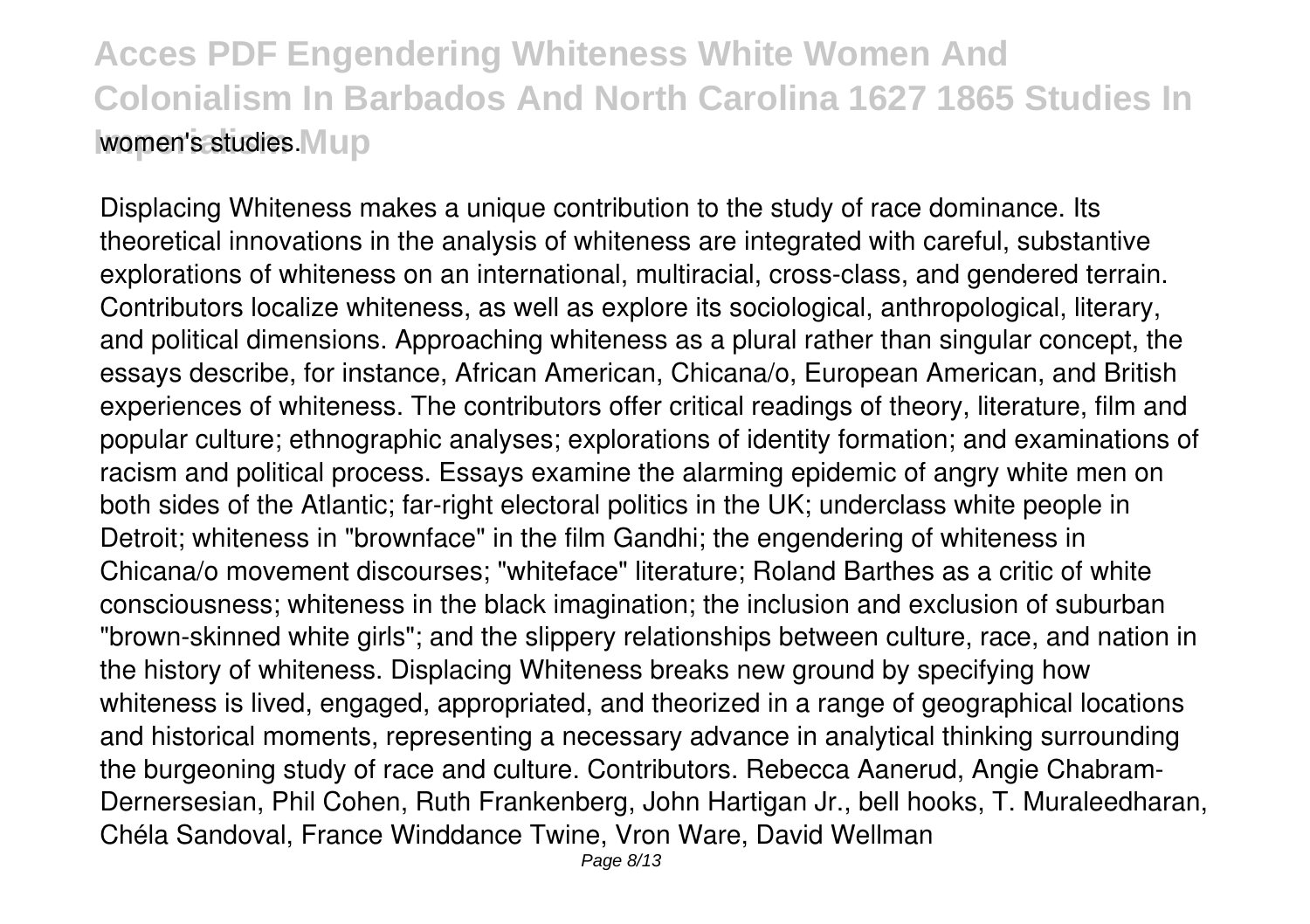women's studies.

Displacing Whiteness makes a unique contribution to the study of race dominance. Its theoretical innovations in the analysis of whiteness are integrated with careful, substantive explorations of whiteness on an international, multiracial, cross-class, and gendered terrain. Contributors localize whiteness, as well as explore its sociological, anthropological, literary, and political dimensions. Approaching whiteness as a plural rather than singular concept, the essays describe, for instance, African American, Chicana/o, European American, and British experiences of whiteness. The contributors offer critical readings of theory, literature, film and popular culture; ethnographic analyses; explorations of identity formation; and examinations of racism and political process. Essays examine the alarming epidemic of angry white men on both sides of the Atlantic; far-right electoral politics in the UK; underclass white people in Detroit; whiteness in "brownface" in the film Gandhi; the engendering of whiteness in Chicana/o movement discourses; "whiteface" literature; Roland Barthes as a critic of white consciousness; whiteness in the black imagination; the inclusion and exclusion of suburban "brown-skinned white girls"; and the slippery relationships between culture, race, and nation in the history of whiteness. Displacing Whiteness breaks new ground by specifying how whiteness is lived, engaged, appropriated, and theorized in a range of geographical locations and historical moments, representing a necessary advance in analytical thinking surrounding the burgeoning study of race and culture. Contributors. Rebecca Aanerud, Angie Chabram-Dernersesian, Phil Cohen, Ruth Frankenberg, John Hartigan Jr., bell hooks, T. Muraleedharan, Chéla Sandoval, France Winddance Twine, Vron Ware, David Wellman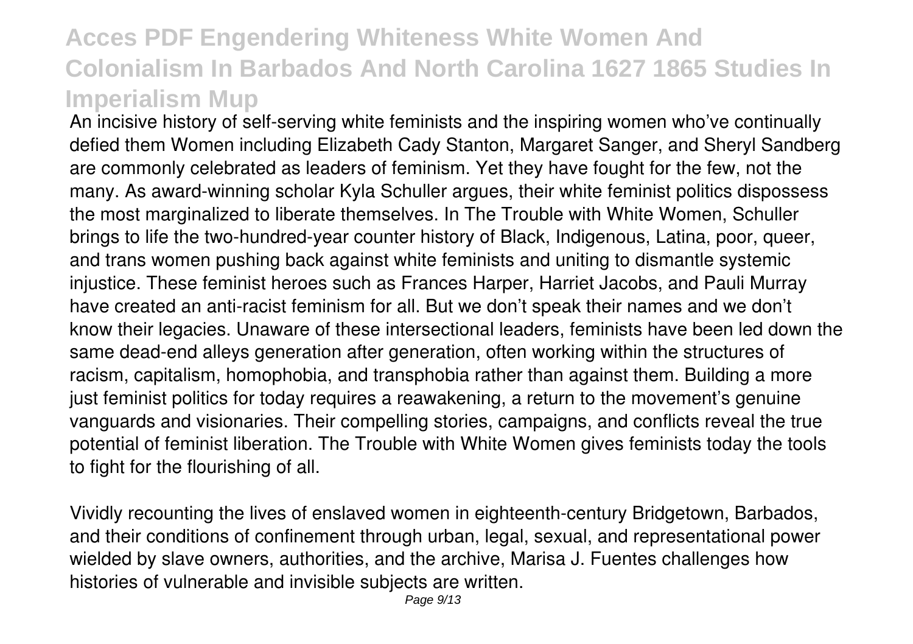An incisive history of self-serving white feminists and the inspiring women who've continually defied them Women including Elizabeth Cady Stanton, Margaret Sanger, and Sheryl Sandberg are commonly celebrated as leaders of feminism. Yet they have fought for the few, not the many. As award-winning scholar Kyla Schuller argues, their white feminist politics dispossess the most marginalized to liberate themselves. In The Trouble with White Women, Schuller brings to life the two-hundred-year counter history of Black, Indigenous, Latina, poor, queer, and trans women pushing back against white feminists and uniting to dismantle systemic injustice. These feminist heroes such as Frances Harper, Harriet Jacobs, and Pauli Murray have created an anti-racist feminism for all. But we don't speak their names and we don't know their legacies. Unaware of these intersectional leaders, feminists have been led down the same dead-end alleys generation after generation, often working within the structures of racism, capitalism, homophobia, and transphobia rather than against them. Building a more just feminist politics for today requires a reawakening, a return to the movement's genuine vanguards and visionaries. Their compelling stories, campaigns, and conflicts reveal the true potential of feminist liberation. The Trouble with White Women gives feminists today the tools to fight for the flourishing of all.

Vividly recounting the lives of enslaved women in eighteenth-century Bridgetown, Barbados, and their conditions of confinement through urban, legal, sexual, and representational power wielded by slave owners, authorities, and the archive, Marisa J. Fuentes challenges how histories of vulnerable and invisible subjects are written.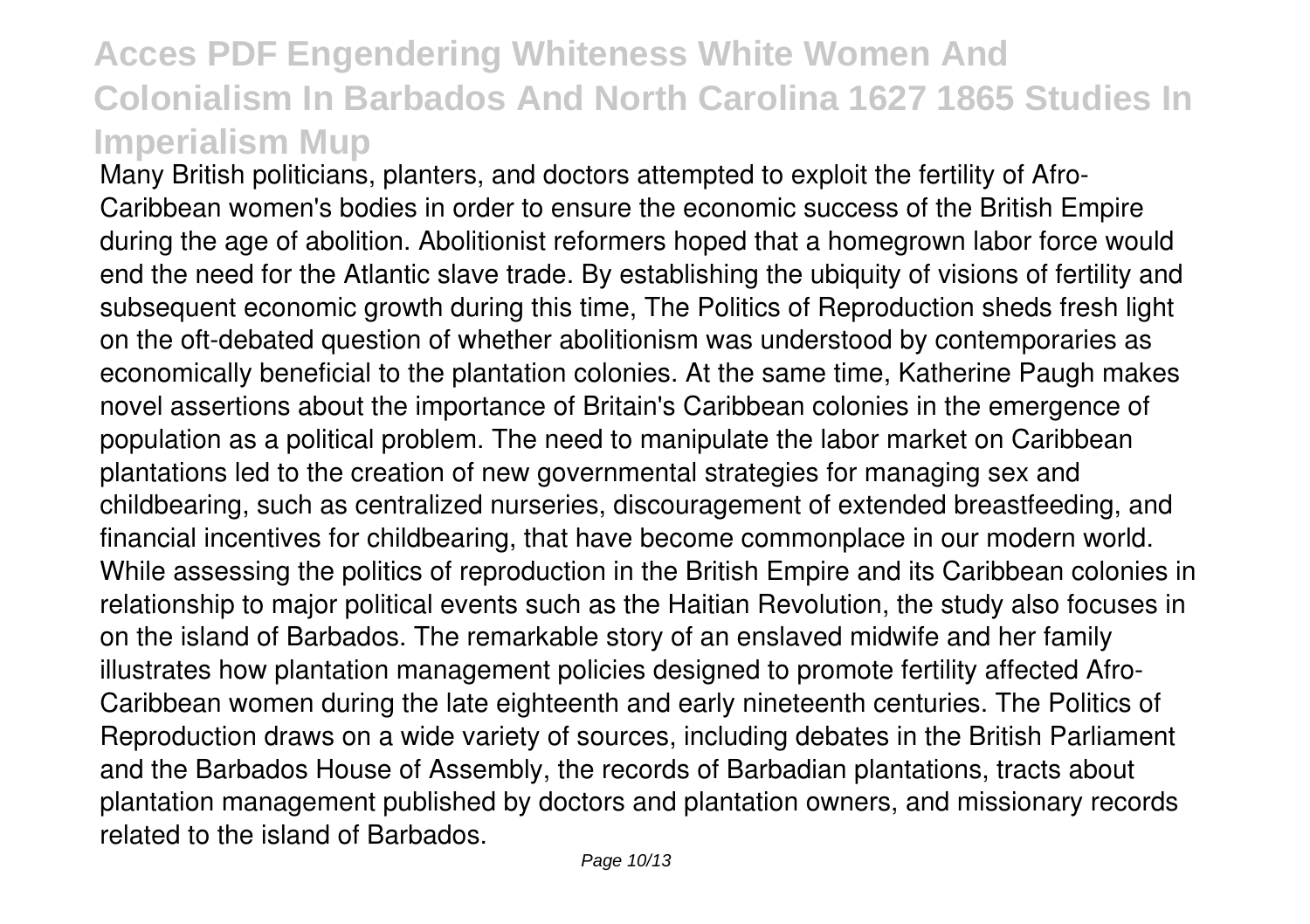Many British politicians, planters, and doctors attempted to exploit the fertility of Afro-Caribbean women's bodies in order to ensure the economic success of the British Empire during the age of abolition. Abolitionist reformers hoped that a homegrown labor force would end the need for the Atlantic slave trade. By establishing the ubiquity of visions of fertility and subsequent economic growth during this time, The Politics of Reproduction sheds fresh light on the oft-debated question of whether abolitionism was understood by contemporaries as economically beneficial to the plantation colonies. At the same time, Katherine Paugh makes novel assertions about the importance of Britain's Caribbean colonies in the emergence of population as a political problem. The need to manipulate the labor market on Caribbean plantations led to the creation of new governmental strategies for managing sex and childbearing, such as centralized nurseries, discouragement of extended breastfeeding, and financial incentives for childbearing, that have become commonplace in our modern world. While assessing the politics of reproduction in the British Empire and its Caribbean colonies in relationship to major political events such as the Haitian Revolution, the study also focuses in on the island of Barbados. The remarkable story of an enslaved midwife and her family illustrates how plantation management policies designed to promote fertility affected Afro-Caribbean women during the late eighteenth and early nineteenth centuries. The Politics of Reproduction draws on a wide variety of sources, including debates in the British Parliament and the Barbados House of Assembly, the records of Barbadian plantations, tracts about plantation management published by doctors and plantation owners, and missionary records related to the island of Barbados.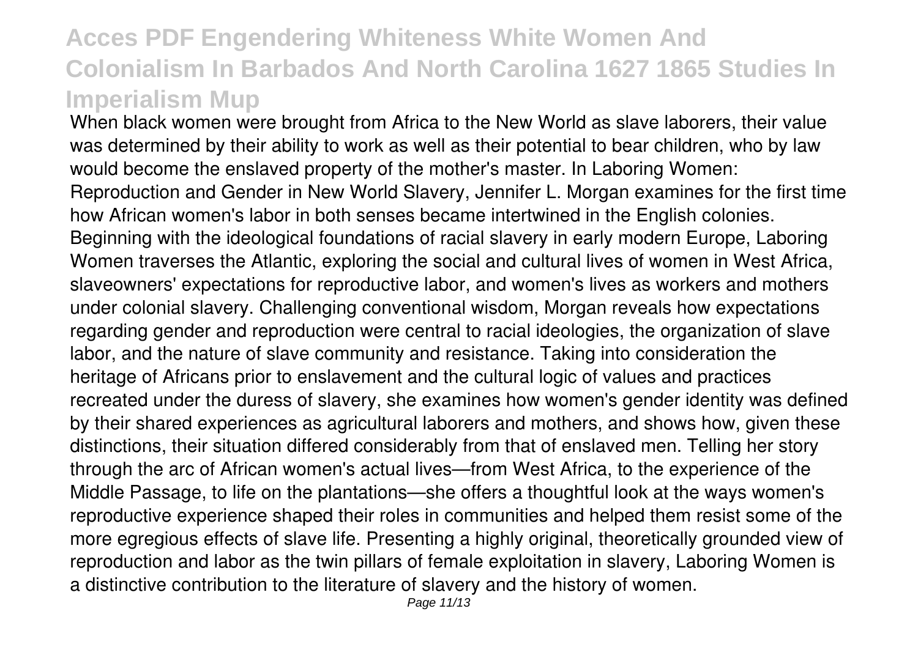When black women were brought from Africa to the New World as slave laborers, their value was determined by their ability to work as well as their potential to bear children, who by law would become the enslaved property of the mother's master. In Laboring Women: Reproduction and Gender in New World Slavery, Jennifer L. Morgan examines for the first time how African women's labor in both senses became intertwined in the English colonies. Beginning with the ideological foundations of racial slavery in early modern Europe, Laboring Women traverses the Atlantic, exploring the social and cultural lives of women in West Africa, slaveowners' expectations for reproductive labor, and women's lives as workers and mothers under colonial slavery. Challenging conventional wisdom, Morgan reveals how expectations regarding gender and reproduction were central to racial ideologies, the organization of slave labor, and the nature of slave community and resistance. Taking into consideration the heritage of Africans prior to enslavement and the cultural logic of values and practices recreated under the duress of slavery, she examines how women's gender identity was defined by their shared experiences as agricultural laborers and mothers, and shows how, given these distinctions, their situation differed considerably from that of enslaved men. Telling her story through the arc of African women's actual lives—from West Africa, to the experience of the Middle Passage, to life on the plantations—she offers a thoughtful look at the ways women's reproductive experience shaped their roles in communities and helped them resist some of the more egregious effects of slave life. Presenting a highly original, theoretically grounded view of reproduction and labor as the twin pillars of female exploitation in slavery, Laboring Women is a distinctive contribution to the literature of slavery and the history of women.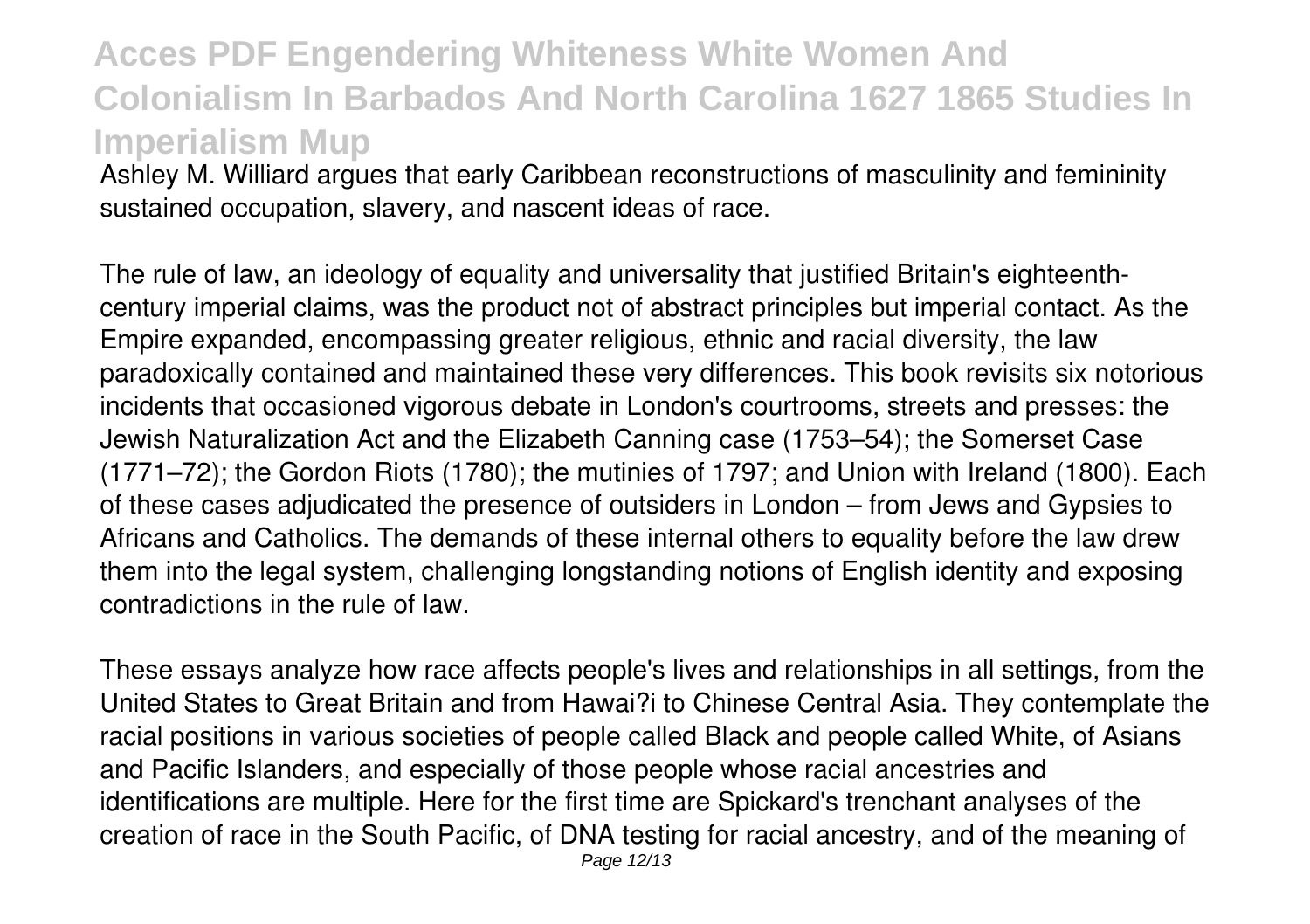Ashley M. Williard argues that early Caribbean reconstructions of masculinity and femininity sustained occupation, slavery, and nascent ideas of race.

The rule of law, an ideology of equality and universality that justified Britain's eighteenth-century imperial claims, was the product not of abstract principles but imperial contact. As the Empire expanded, encompassing greater religious, ethnic and racial diversity, the law paradoxically contained and maintained these very differences. This book revisits six notorious incidents that occasioned vigorous debate in London's courtrooms, streets and presses: the Jewish Naturalization Act and the Elizabeth Canning case (1753–54); the Somerset Case (1771–72); the Gordon Riots (1780); the mutinies of 1797; and Union with Ireland (1800). Each of these cases adjudicated the presence of outsiders in London – from Jews and Gypsies to Africans and Catholics. The demands of these internal others to equality before the law drew them into the legal system, challenging longstanding notions of English identity and exposing contradictions in the rule of law.

These essays analyze how race affects people's lives and relationships in all settings, from the United States to Great Britain and from Hawai?i to Chinese Central Asia. They contemplate the racial positions in various societies of people called Black and people called White, of Asians and Pacific Islanders, and especially of those people whose racial ancestries and identifications are multiple. Here for the first time are Spickard's trenchant analyses of the creation of race in the South Pacific, of DNA testing for racial ancestry, and of the meaning of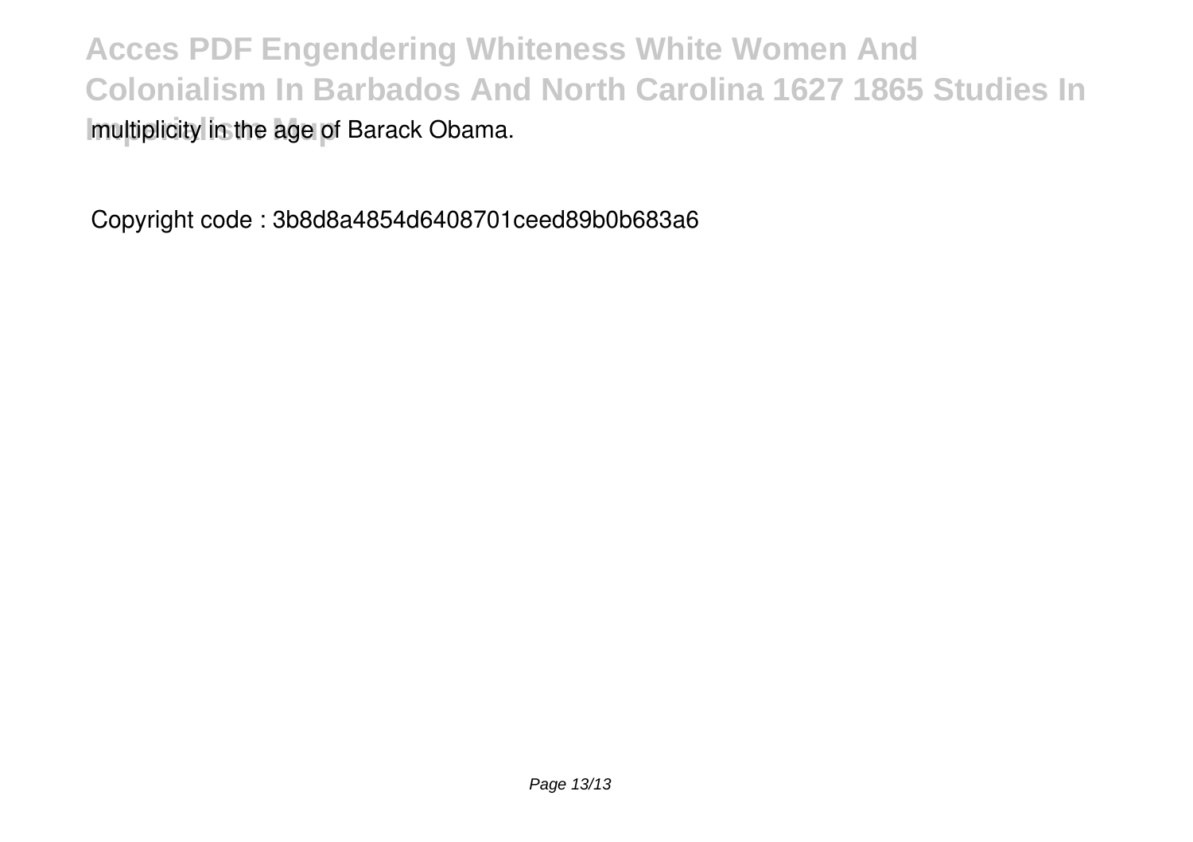multiplicity in the age of Barack Obama.

Copyright code : 3b8d8a4854d6408701ceed89b0b683a6